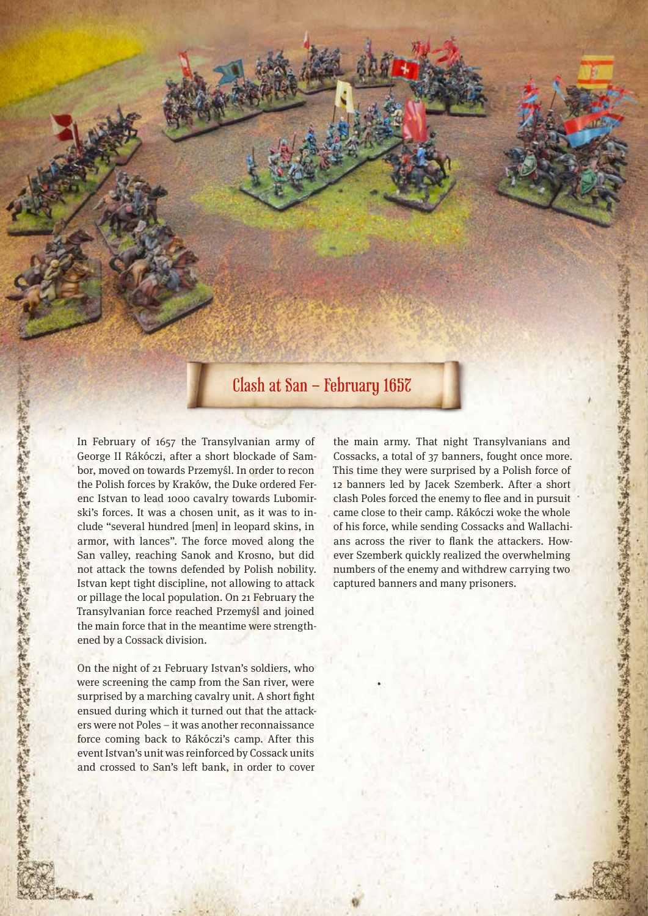# Clash at San – February 1657

In February of 1657 the Transylvanian army of George II Rákóczi, after a short blockade of Sambor, moved on towards Przemyśl. In order to recon the Polish forces by Kraków, the Duke ordered Ferenc Istvan to lead 1000 cavalry towards Lubomirski's forces. It was a chosen unit, as it was to include "several hundred [men] in leopard skins, in armor, with lances". The force moved along the San valley, reaching Sanok and Krosno, but did not attack the towns defended by Polish nobility. Istvan kept tight discipline, not allowing to attack or pillage the local population. On 21 February the Transylvanian force reached Przemyśl and joined the main force that in the meantime were strengthened by a Cossack division.

On the night of 21 February Istvan's soldiers, who were screening the camp from the San river, were surprised by a marching cavalry unit. A short fight ensued during which it turned out that the attackers were not Poles – it was another reconnaissance force coming back to Rákóczi's camp. After this event Istvan's unit was reinforced by Cossack units and crossed to San's left bank, in order to cover the main army. That night Transylvanians and Cossacks, a total of 37 banners, fought once more. This time they were surprised by a Polish force of 12 banners led by Jacek Szemberk. After a short clash Poles forced the enemy to flee and in pursuit came close to their camp. Rákóczi woke the whole of his force, while sending Cossacks and Wallachians across the river to flank the attackers. However Szemberk quickly realized the overwhelming numbers of the enemy and withdrew carrying two captured banners and many prisoners.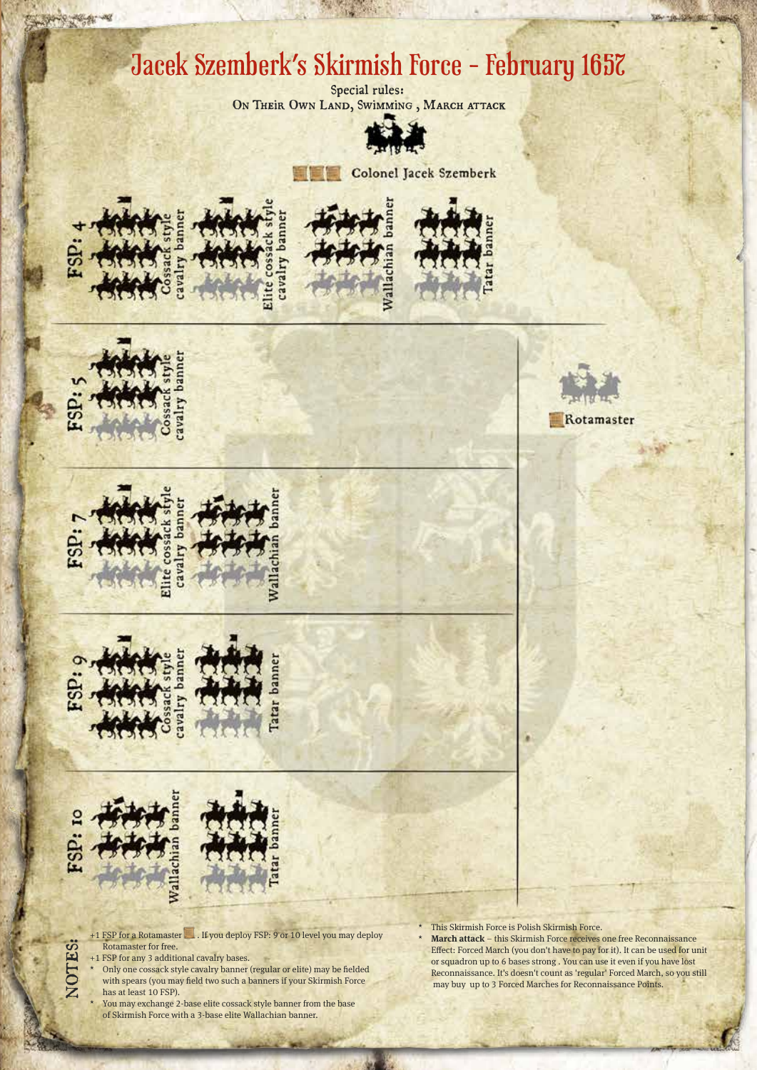# Jacek Szemberk's Skirmish Force - February 1657

Special rules:
ON THEIR OWN LAND, SWIMMING , MARCH ATTACK

Colonel Jacek Szemberk

**FSP: 4**
- Cossack style cavalry banner
- Elite cossack style cavalry banner
- Wallachian banner
- Tatar banner

**FSP: 5**
- Cossack style cavalry banner

Rotamaster

**FSP: 7**
- Elite cossack style cavalry banner
- Wallachian banner

**FSP: 9**
- Cossack style cavalry banner
- Tatar banner

**FSP: 10**
- Wallachian banner
- Tatar banner

**NOTES:**

+1 FSP for a Rotamaster . If you deploy FSP: 9 or 10 level you may deploy Rotamaster for free.

+1 FSP for any 3 additional cavalry bases.

- Only one cossack style cavalry banner (regular or elite) may be fielded with spears (you may field two such a banners if your Skirmish Force has at least 10 FSP).
- You may exchange 2-base elite cossack style banner from the base of Skirmish Force with a 3-base elite Wallachian banner.
- This Skirmish Force is Polish Skirmish Force.
- **March attack** – this Skirmish Force receives one free Reconnaissance Effect: Forced March (you don't have to pay for it). It can be used for unit or squadron up to 6 bases strong . You can use it even if you have lost Reconnaissance. It's doesn't count as 'regular' Forced March, so you still may buy up to 3 Forced Marches for Reconnaissance Points.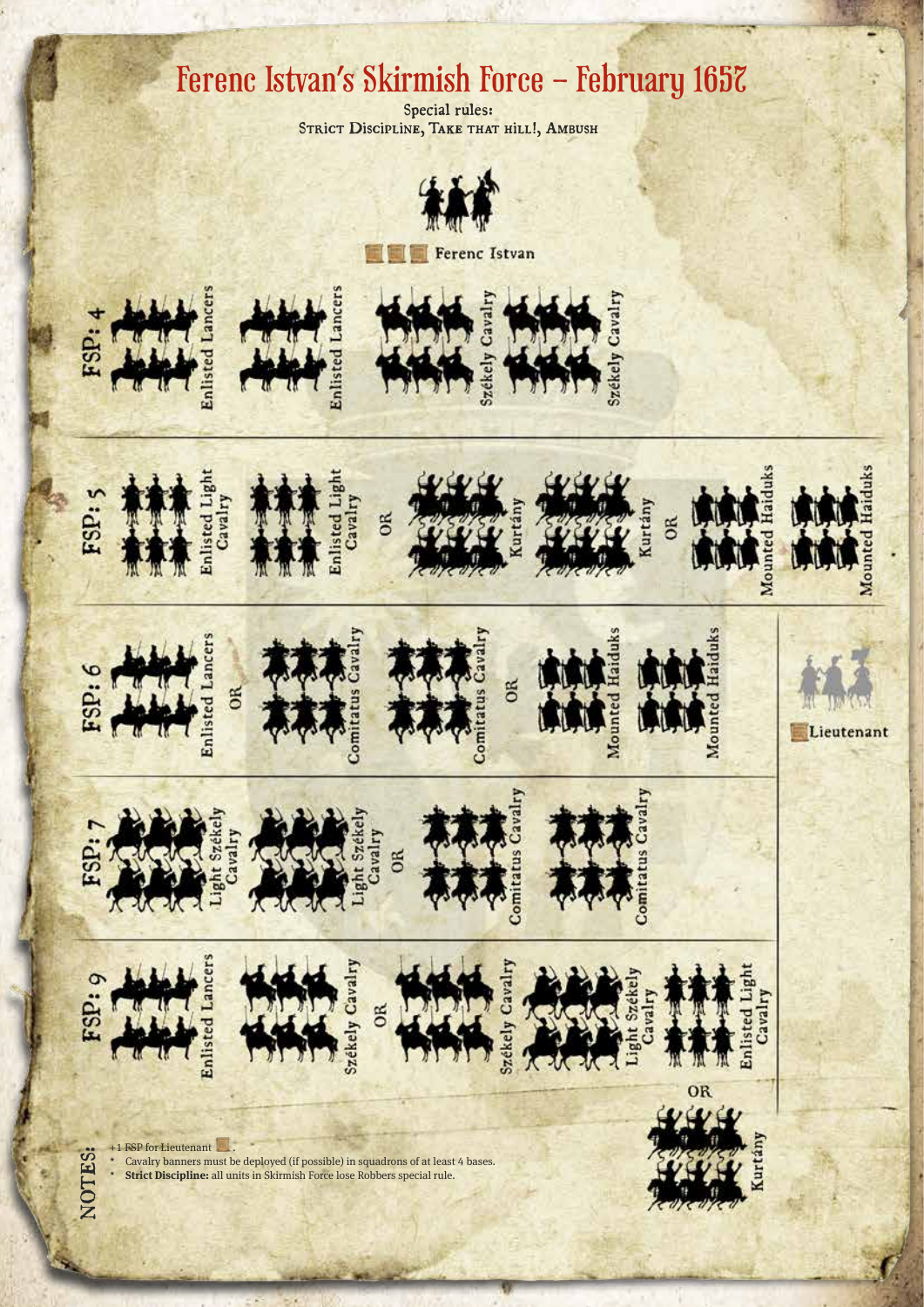# Ferenc Istvan's Skirmish Force – February 1657

Special rules:
STRICT DISCIPLINE, TAKE THAT HILL!, AMBUSH

Ferenc Istvan

**FSP: 4**

Enlisted Lancers | Enlisted Lancers | Székely Cavalry | Székely Cavalry

**FSP: 5**

Enlisted Light Cavalry | Enlisted Light Cavalry | OR | Kurtány | Kurtány | OR | Mounted Haiduks | Mounted Haiduks

**FSP: 6**

Enlisted Lancers | OR | Comitatus Cavalry | Comitatus Cavalry | OR | Mounted Haiduks | Mounted Haiduks

Lieutenant

**FSP: 7**

Light Székely Cavalry | Light Székely Cavalry | OR | Comitatus Cavalry | Comitatus Cavalry

**FSP: 9**

Enlisted Lancers | Székely Cavalry | OR | Székely Cavalry | Light Székely Cavalry | Enlisted Light Cavalry | OR | Kurtány

**NOTES:**

+1 FSP for Lieutenant.

- Cavalry banners must be deployed (if possible) in squadrons of at least 4 bases.
- **Strict Discipline:** all units in Skirmish Force lose Robbers special rule.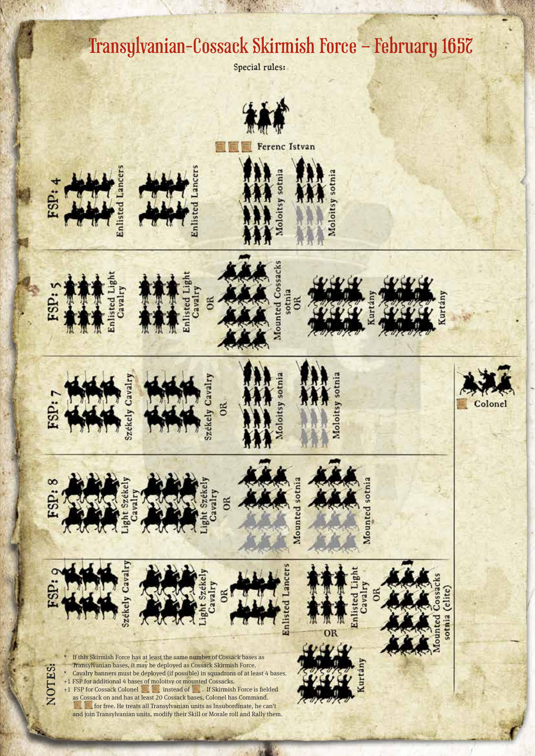# Transylvanian-Cossack Skirmish Force – February 1657

Special rules:

Ferenc Istvan

**FSP: 4**
Enlisted Lancers
Enlisted Lancers
Moloitsy sotnia
Moloitsy sotnia

**FSP: 5**
Enlisted Light Cavalry
Enlisted Light Cavalry
OR
Mounted Cossacks sotnia
OR
Kurtány
Kurtány

**FSP: 7**
Székely Cavalry
Székely Cavalry
OR
Moloitsy sotnia
Moloitsy sotnia

Colonel

**FSP: 8**
Light Székely Cavalry
Light Székely Cavalry
OR
Mounted sotnia
Mounted sotnia

**FSP: 9**
Székely Cavalry
Light Székely Cavalry
OR
Enlisted Lancers
Enlisted Light Cavalry
OR
Kurtány
OR
Mounted Cossacks sotnia (elite)

**NOTES:**

* If this Skirmish Force has at least the same number of Cossack bases as Transylvanian bases, it may be deployed as Cossack Skirmish Force.
* Cavalry banners must be deployed (if possible) in squadrons of at least 4 bases.

+1 FSP for additional 4 bases of moloitsy or mounted Cossacks.
+1 FSP for Cossack Colonel instead of . If Skirmish Force is fielded as Cossack on and has at least 20 Cossack bases, Colonel has Command. for free. He treats all Transylvanian units as Insubordinate, he can't and join Transylvanian units, modify their Skill or Morale roll and Rally them.